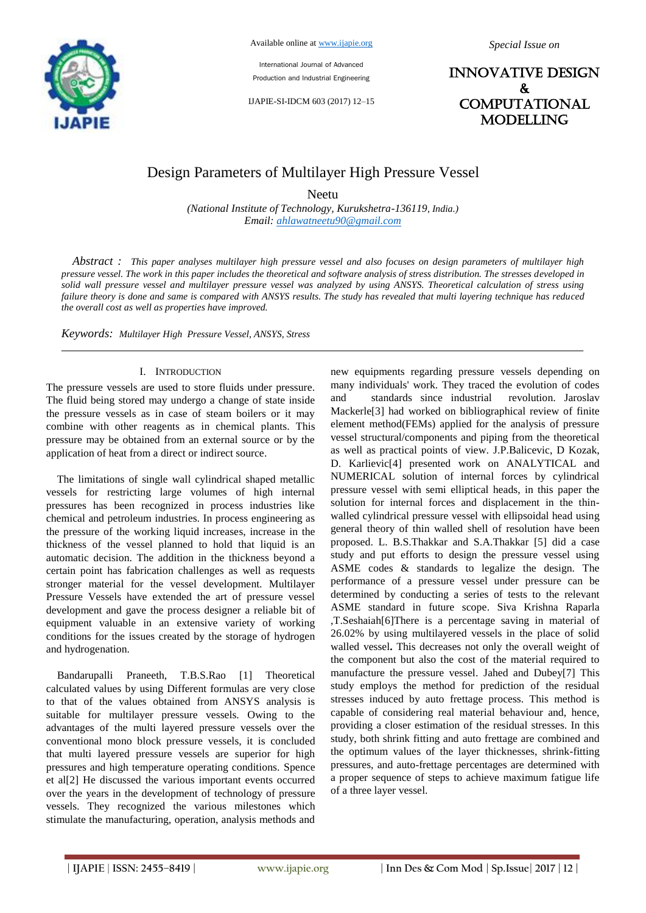# Design Parameters of Multilayer High Pressure Vessel

Neetu

*(National Institute of Technology, Kurukshetra-136119, India.)*
*Email: ahlawatneetu90@gmail.com*

*Abstract : This paper analyses multilayer high pressure vessel and also focuses on design parameters of multilayer high pressure vessel. The work in this paper includes the theoretical and software analysis of stress distribution. The stresses developed in solid wall pressure vessel and multilayer pressure vessel was analyzed by using ANSYS. Theoretical calculation of stress using failure theory is done and same is compared with ANSYS results. The study has revealed that multi layering technique has reduced the overall cost as well as properties have improved.*

*Keywords: Multilayer High Pressure Vessel, ANSYS, Stress*

## I. Introduction

The pressure vessels are used to store fluids under pressure. The fluid being stored may undergo a change of state inside the pressure vessels as in case of steam boilers or it may combine with other reagents as in chemical plants. This pressure may be obtained from an external source or by the application of heat from a direct or indirect source.

The limitations of single wall cylindrical shaped metallic vessels for restricting large volumes of high internal pressures has been recognized in process industries like chemical and petroleum industries. In process engineering as the pressure of the working liquid increases, increase in the thickness of the vessel planned to hold that liquid is an automatic decision. The addition in the thickness beyond a certain point has fabrication challenges as well as requests stronger material for the vessel development. Multilayer Pressure Vessels have extended the art of pressure vessel development and gave the process designer a reliable bit of equipment valuable in an extensive variety of working conditions for the issues created by the storage of hydrogen and hydrogenation.

Bandarupalli Praneeth, T.B.S.Rao [1] Theoretical calculated values by using Different formulas are very close to that of the values obtained from ANSYS analysis is suitable for multilayer pressure vessels. Owing to the advantages of the multi layered pressure vessels over the conventional mono block pressure vessels, it is concluded that multi layered pressure vessels are superior for high pressures and high temperature operating conditions. Spence et al[2] He discussed the various important events occurred over the years in the development of technology of pressure vessels. They recognized the various milestones which stimulate the manufacturing, operation, analysis methods and new equipments regarding pressure vessels depending on many individuals' work. They traced the evolution of codes and standards since industrial revolution. Jaroslav Mackerle[3] had worked on bibliographical review of finite element method(FEMs) applied for the analysis of pressure vessel structural/components and piping from the theoretical as well as practical points of view. J.P.Balicevic, D Kozak, D. Karlievic[4] presented work on ANALYTICAL and NUMERICAL solution of internal forces by cylindrical pressure vessel with semi elliptical heads, in this paper the solution for internal forces and displacement in the thin-walled cylindrical pressure vessel with ellipsoidal head using general theory of thin walled shell of resolution have been proposed. L. B.S.Thakkar and S.A.Thakkar [5] did a case study and put efforts to design the pressure vessel using ASME codes & standards to legalize the design. The performance of a pressure vessel under pressure can be determined by conducting a series of tests to the relevant ASME standard in future scope. Siva Krishna Raparla ,T.Seshaiah[6]There is a percentage saving in material of 26.02% by using multilayered vessels in the place of solid walled vessel**.** This decreases not only the overall weight of the component but also the cost of the material required to manufacture the pressure vessel. Jahed and Dubey[7] This study employs the method for prediction of the residual stresses induced by auto frettage process. This method is capable of considering real material behaviour and, hence, providing a closer estimation of the residual stresses. In this study, both shrink fitting and auto frettage are combined and the optimum values of the layer thicknesses, shrink-fitting pressures, and auto-frettage percentages are determined with a proper sequence of steps to achieve maximum fatigue life of a three layer vessel.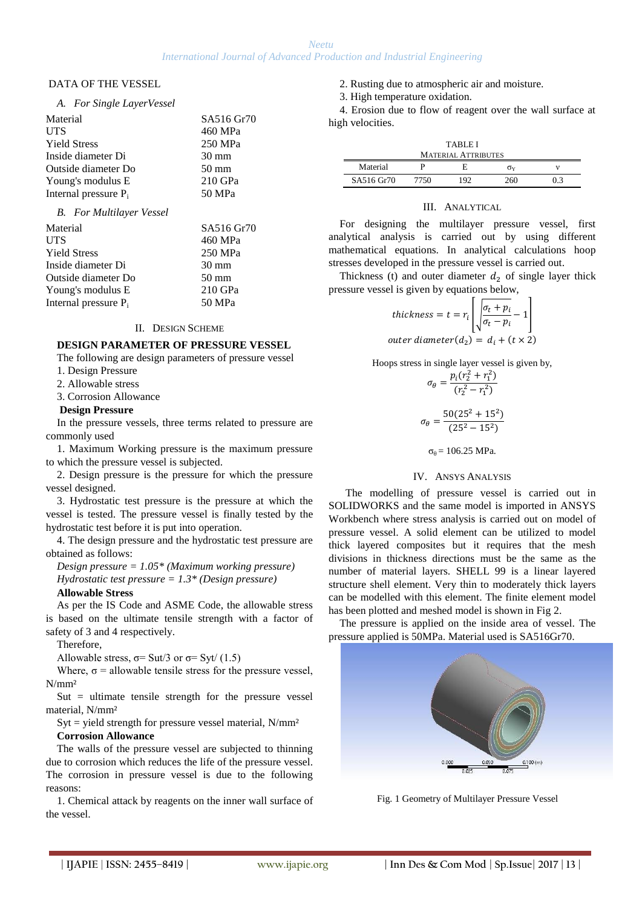DATA OF THE VESSEL

*A. For Single LayerVessel*

| | |
|---|---|
| Material | SA516 Gr70 |
| UTS | 460 MPa |
| Yield Stress | 250 MPa |
| Inside diameter Di | 30 mm |
| Outside diameter Do | 50 mm |
| Young's modulus E | 210 GPa |
| Internal pressure $P_i$ | 50 MPa |

*B. For Multilayer Vessel*

| | |
|---|---|
| Material | SA516 Gr70 |
| UTS | 460 MPa |
| Yield Stress | 250 MPa |
| Inside diameter Di | 30 mm |
| Outside diameter Do | 50 mm |
| Young's modulus E | 210 GPa |
| Internal pressure $P_i$ | 50 MPa |

## II. Design Scheme

**DESIGN PARAMETER OF PRESSURE VESSEL**

The following are design parameters of pressure vessel

1. Design Pressure
2. Allowable stress
3. Corrosion Allowance

**Design Pressure**

In the pressure vessels, three terms related to pressure are commonly used

1. Maximum Working pressure is the maximum pressure to which the pressure vessel is subjected.

2. Design pressure is the pressure for which the pressure vessel designed.

3. Hydrostatic test pressure is the pressure at which the vessel is tested. The pressure vessel is finally tested by the hydrostatic test before it is put into operation.

4. The design pressure and the hydrostatic test pressure are obtained as follows:

*Design pressure = 1.05\* (Maximum working pressure)*

*Hydrostatic test pressure = 1.3\* (Design pressure)*

**Allowable Stress**

As per the IS Code and ASME Code, the allowable stress is based on the ultimate tensile strength with a factor of safety of 3 and 4 respectively.

Therefore,

Allowable stress, σ= Sut/3 or σ= Syt/ (1.5)

Where, σ = allowable tensile stress for the pressure vessel, N/mm²

Sut = ultimate tensile strength for the pressure vessel material, N/mm²

Syt = yield strength for pressure vessel material, N/mm²

**Corrosion Allowance**

The walls of the pressure vessel are subjected to thinning due to corrosion which reduces the life of the pressure vessel. The corrosion in pressure vessel is due to the following reasons:

1. Chemical attack by reagents on the inner wall surface of the vessel.

2. Rusting due to atmospheric air and moisture.

3. High temperature oxidation.

4. Erosion due to flow of reagent over the wall surface at high velocities.

TABLE I
MATERIAL ATTRIBUTES

| Material | P | E | $\sigma_Y$ | ν |
|---|---|---|---|---|
| SA516 Gr70 | 7750 | 192 | 260 | 0.3 |

## III. Analytical

For designing the multilayer pressure vessel, first analytical analysis is carried out by using different mathematical equations. In analytical calculations hoop stresses developed in the pressure vessel is carried out.

Thickness (t) and outer diameter $d_2$ of single layer thick pressure vessel is given by equations below,

$$thickness = t = r_i\left[\sqrt{\frac{\sigma_t + p_i}{\sigma_t - p_i}} - 1\right]$$

$$outer\ diameter(d_2) = d_i + (t \times 2)$$

Hoops stress in single layer vessel is given by,

$$\sigma_\theta = \frac{p_i(r_2^2 + r_1^2)}{(r_2^2 - r_1^2)}$$

$$\sigma_\theta = \frac{50(25^2 + 15^2)}{(25^2 - 15^2)}$$

$\sigma_\theta$ = 106.25 MPa.

## IV. Ansys Analysis

The modelling of pressure vessel is carried out in SOLIDWORKS and the same model is imported in ANSYS Workbench where stress analysis is carried out on model of pressure vessel. A solid element can be utilized to model thick layered composites but it requires that the mesh divisions in thickness directions must be the same as the number of material layers. SHELL 99 is a linear layered structure shell element. Very thin to moderately thick layers can be modelled with this element. The finite element model has been plotted and meshed model is shown in Fig 2.

The pressure is applied on the inside area of vessel. The pressure applied is 50MPa. Material used is SA516Gr70.

Fig. 1 Geometry of Multilayer Pressure Vessel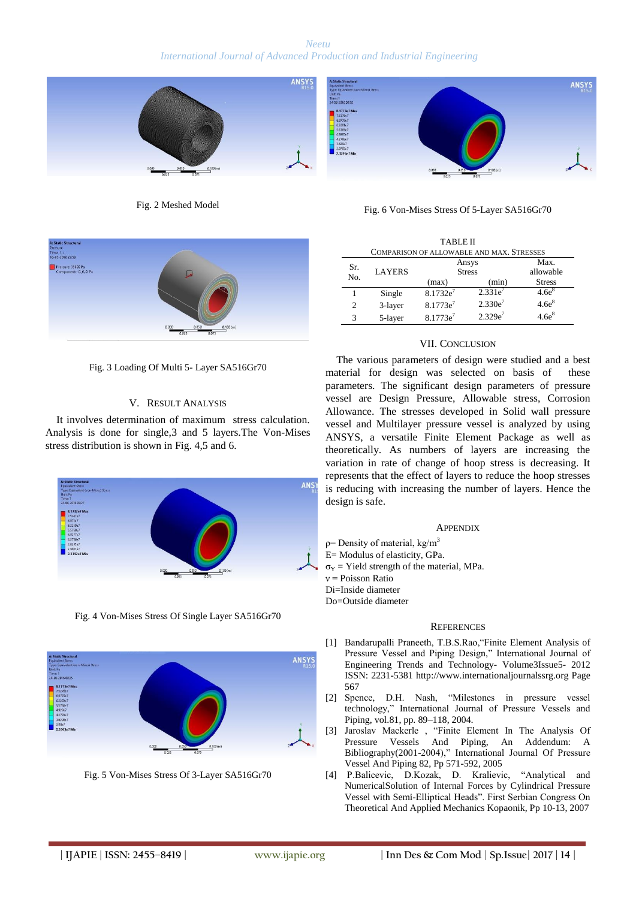Fig. 2 Meshed Model

Fig. 6 Von-Mises Stress Of 5-Layer SA516Gr70

Fig. 3 Loading Of Multi 5- Layer SA516Gr70

## V. RESULT ANALYSIS

It involves determination of maximum stress calculation. Analysis is done for single,3 and 5 layers.The Von-Mises stress distribution is shown in Fig. 4,5 and 6.

Fig. 4 Von-Mises Stress Of Single Layer SA516Gr70

Fig. 5 Von-Mises Stress Of 3-Layer SA516Gr70

TABLE II
COMPARISON OF ALLOWABLE AND MAX. STRESSES

| Sr. No. | LAYERS | Ansys Stress (max) | Ansys Stress (min) | Max. allowable Stress |
|---|---|---|---|---|
| 1 | Single | $8.1732e^{7}$ | $2.331e^{7}$ | $4.6e^{8}$ |
| 2 | 3-layer | $8.1773e^{7}$ | $2.330e^{7}$ | $4.6e^{8}$ |
| 3 | 5-layer | $8.1773e^{7}$ | $2.329e^{7}$ | $4.6e^{8}$ |

## VII. CONCLUSION

The various parameters of design were studied and a best material for design was selected on basis of these parameters. The significant design parameters of pressure vessel are Design Pressure, Allowable stress, Corrosion Allowance. The stresses developed in Solid wall pressure vessel and Multilayer pressure vessel is analyzed by using ANSYS, a versatile Finite Element Package as well as theoretically. As numbers of layers are increasing the variation in rate of change of hoop stress is decreasing. It represents that the effect of layers to reduce the hoop stresses is reducing with increasing the number of layers. Hence the design is safe.

## APPENDIX

ρ= Density of material, kg/m$^3$
E= Modulus of elasticity, GPa.
$\sigma_Y$ = Yield strength of the material, MPa.
ν = Poisson Ratio
Di=Inside diameter
Do=Outside diameter

## REFERENCES

[1] Bandarupalli Praneeth, T.B.S.Rao,"Finite Element Analysis of Pressure Vessel and Piping Design," International Journal of Engineering Trends and Technology- Volume3Issue5- 2012 ISSN: 2231-5381 http://www.internationaljournalssrg.org Page 567

[2] Spence, D.H. Nash, "Milestones in pressure vessel technology," International Journal of Pressure Vessels and Piping, vol.81, pp. 89–118, 2004.

[3] Jaroslav Mackerle , "Finite Element In The Analysis Of Pressure Vessels And Piping, An Addendum: A Bibliography(2001-2004)," International Journal Of Pressure Vessel And Piping 82, Pp 571-592, 2005

[4] P.Balicevic, D.Kozak, D. Kralievic, "Analytical and NumericalSolution of Internal Forces by Cylindrical Pressure Vessel with Semi-Elliptical Heads". First Serbian Congress On Theoretical And Applied Mechanics Kopaonik, Pp 10-13, 2007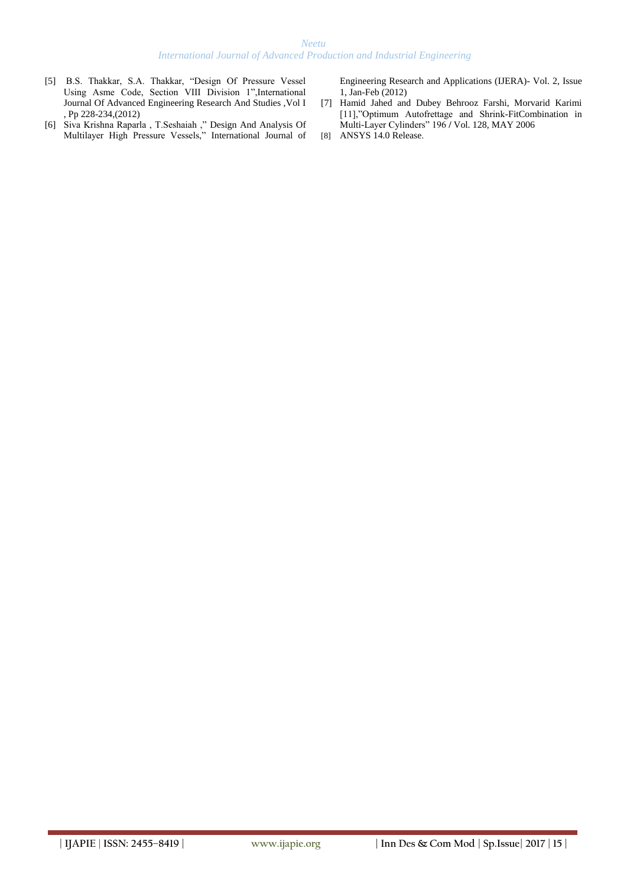[5] B.S. Thakkar, S.A. Thakkar, "Design Of Pressure Vessel Using Asme Code, Section VIII Division 1",International Journal Of Advanced Engineering Research And Studies ,Vol I , Pp 228-234,(2012)

[6] Siva Krishna Raparla , T.Seshaiah ," Design And Analysis Of Multilayer High Pressure Vessels," International Journal of Engineering Research and Applications (IJERA)- Vol. 2, Issue 1, Jan-Feb (2012)

[7] Hamid Jahed and Dubey Behrooz Farshi, Morvarid Karimi [11],"Optimum Autofrettage and Shrink-FitCombination in Multi-Layer Cylinders" 196 / Vol. 128, MAY 2006

[8] ANSYS 14.0 Release.